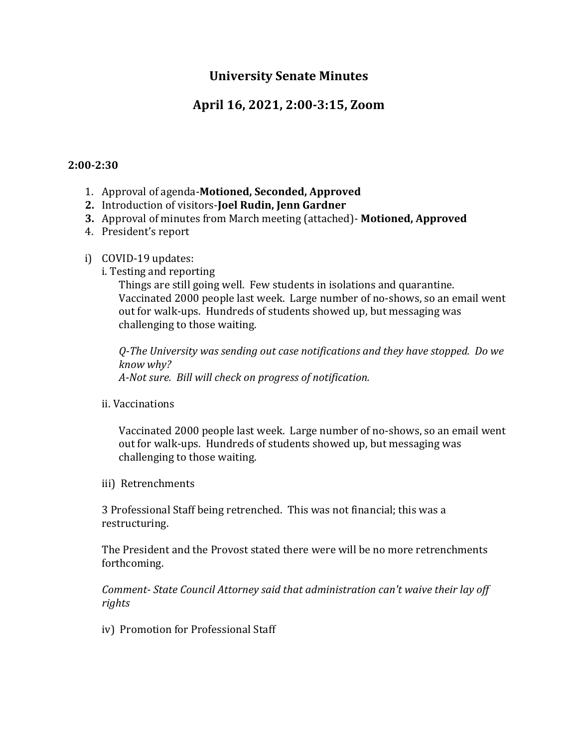# University Senate Minutes

## April 16, 2021, 2:00-3:15, Zoom

**2:00-2:30**

1. Approval of agenda-**Motioned, Seconded, Approved**
2. Introduction of visitors-**Joel Rudin, Jenn Gardner**
3. Approval of minutes from March meeting (attached)- **Motioned, Approved**
4. President's report

i) COVID-19 updates:

i. Testing and reporting

Things are still going well. Few students in isolations and quarantine. Vaccinated 2000 people last week. Large number of no-shows, so an email went out for walk-ups. Hundreds of students showed up, but messaging was challenging to those waiting.

*Q-The University was sending out case notifications and they have stopped. Do we know why?*
*A-Not sure. Bill will check on progress of notification.*

ii. Vaccinations

Vaccinated 2000 people last week. Large number of no-shows, so an email went out for walk-ups. Hundreds of students showed up, but messaging was challenging to those waiting.

iii) Retrenchments

3 Professional Staff being retrenched. This was not financial; this was a restructuring.

The President and the Provost stated there were will be no more retrenchments forthcoming.

*Comment- State Council Attorney said that administration can't waive their lay off rights*

iv) Promotion for Professional Staff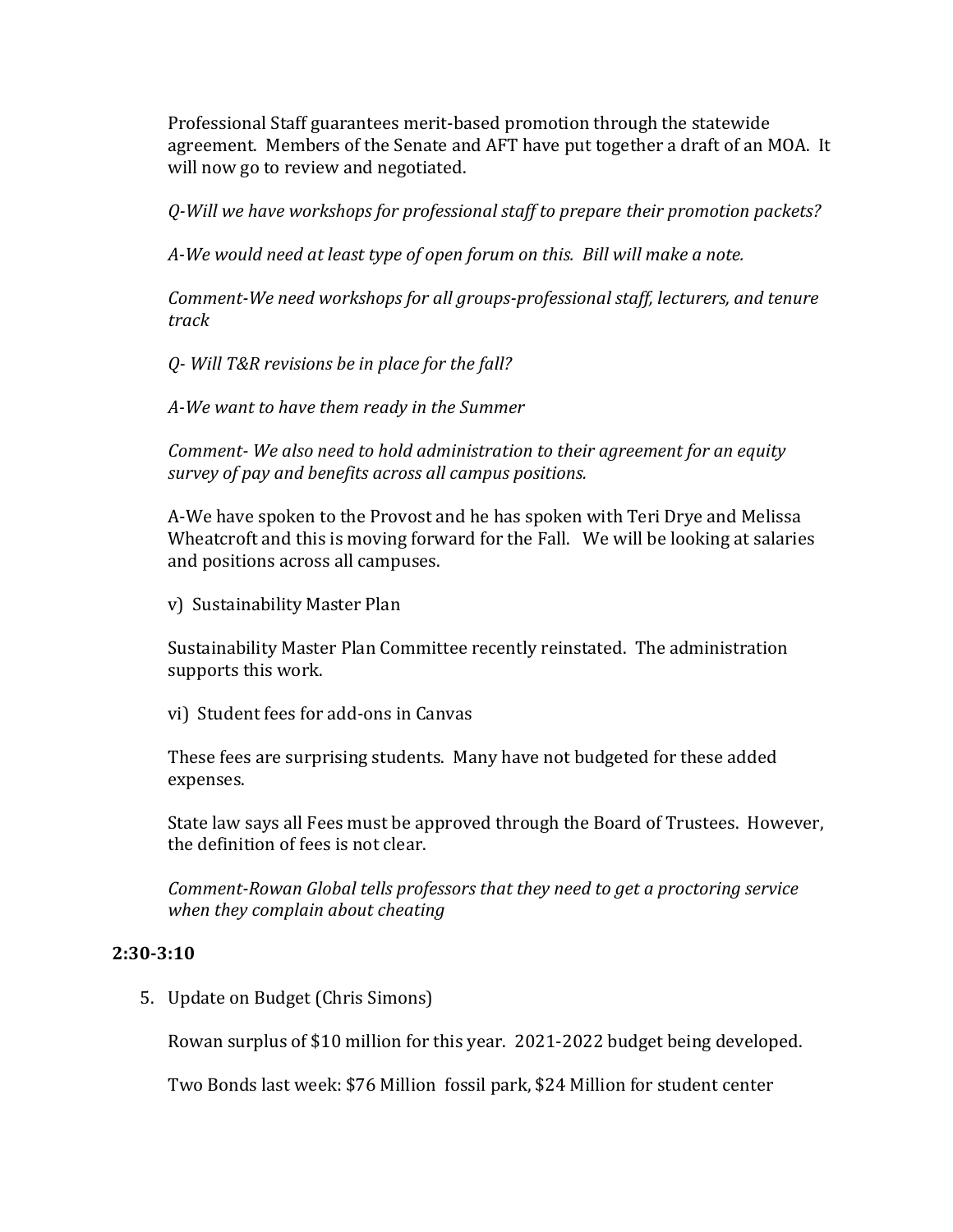Professional Staff guarantees merit-based promotion through the statewide agreement. Members of the Senate and AFT have put together a draft of an MOA. It will now go to review and negotiated.

*Q-Will we have workshops for professional staff to prepare their promotion packets?*

*A-We would need at least type of open forum on this. Bill will make a note.*

*Comment-We need workshops for all groups-professional staff, lecturers, and tenure track*

*Q- Will T&R revisions be in place for the fall?*

*A-We want to have them ready in the Summer*

*Comment- We also need to hold administration to their agreement for an equity survey of pay and benefits across all campus positions.*

A-We have spoken to the Provost and he has spoken with Teri Drye and Melissa Wheatcroft and this is moving forward for the Fall. We will be looking at salaries and positions across all campuses.

v) Sustainability Master Plan

Sustainability Master Plan Committee recently reinstated. The administration supports this work.

vi) Student fees for add-ons in Canvas

These fees are surprising students. Many have not budgeted for these added expenses.

State law says all Fees must be approved through the Board of Trustees. However, the definition of fees is not clear.

*Comment-Rowan Global tells professors that they need to get a proctoring service when they complain about cheating*

**2:30-3:10**

5. Update on Budget (Chris Simons)

   Rowan surplus of $10 million for this year. 2021-2022 budget being developed.

   Two Bonds last week: $76 Million fossil park, $24 Million for student center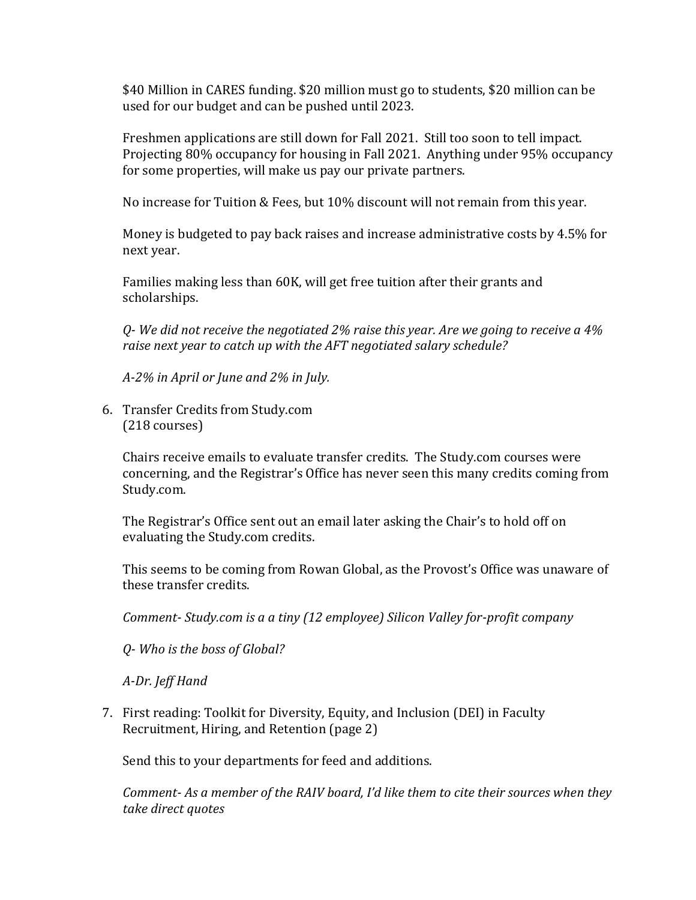$40 Million in CARES funding. $20 million must go to students, $20 million can be used for our budget and can be pushed until 2023.

Freshmen applications are still down for Fall 2021. Still too soon to tell impact. Projecting 80% occupancy for housing in Fall 2021. Anything under 95% occupancy for some properties, will make us pay our private partners.

No increase for Tuition & Fees, but 10% discount will not remain from this year.

Money is budgeted to pay back raises and increase administrative costs by 4.5% for next year.

Families making less than 60K, will get free tuition after their grants and scholarships.

*Q- We did not receive the negotiated 2% raise this year. Are we going to receive a 4% raise next year to catch up with the AFT negotiated salary schedule?*

*A-2% in April or June and 2% in July.*

6. Transfer Credits from Study.com
   (218 courses)

   Chairs receive emails to evaluate transfer credits. The Study.com courses were concerning, and the Registrar's Office has never seen this many credits coming from Study.com.

   The Registrar's Office sent out an email later asking the Chair's to hold off on evaluating the Study.com credits.

   This seems to be coming from Rowan Global, as the Provost's Office was unaware of these transfer credits.

   *Comment- Study.com is a a tiny (12 employee) Silicon Valley for-profit company*

   *Q- Who is the boss of Global?*

   *A-Dr. Jeff Hand*

7. First reading: Toolkit for Diversity, Equity, and Inclusion (DEI) in Faculty Recruitment, Hiring, and Retention (page 2)

   Send this to your departments for feed and additions.

   *Comment- As a member of the RAIV board, I'd like them to cite their sources when they take direct quotes*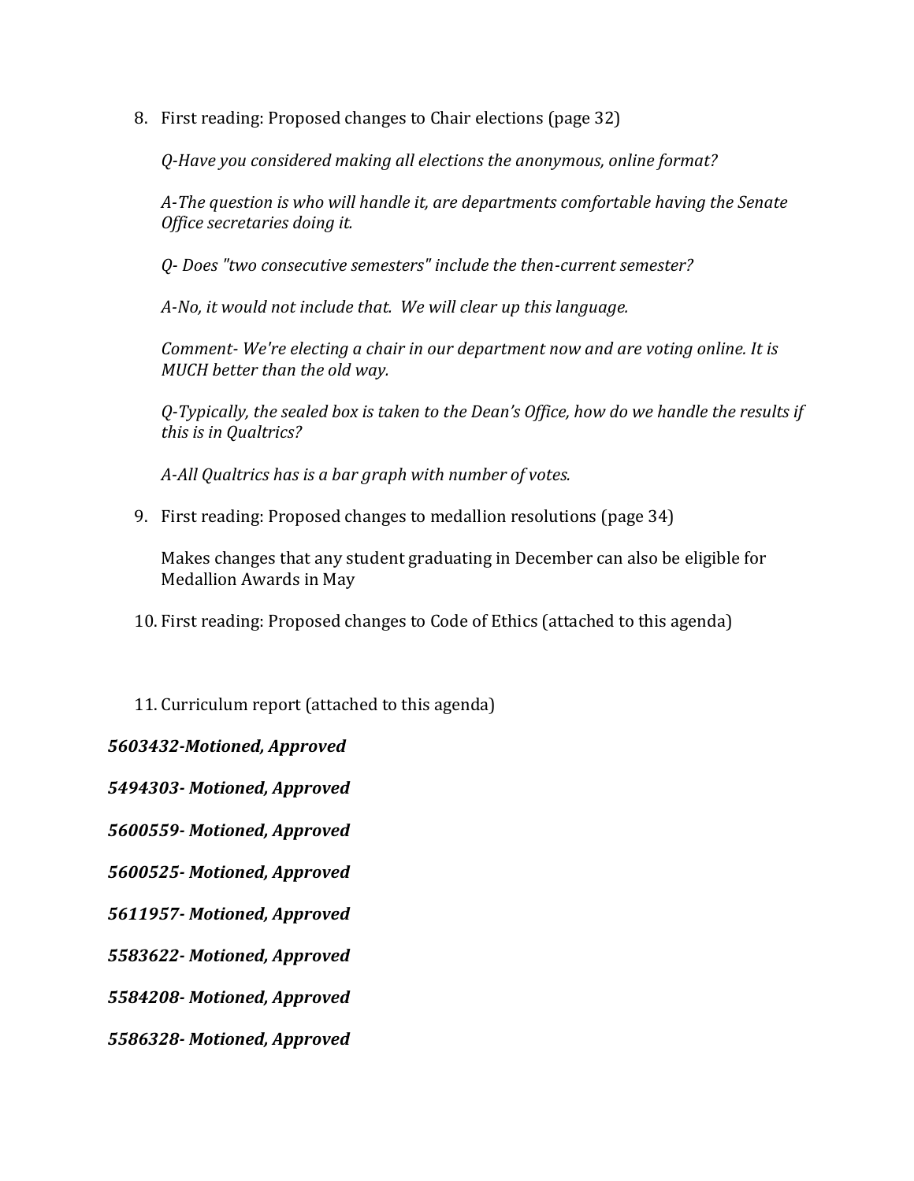8. First reading: Proposed changes to Chair elections (page 32)

   *Q-Have you considered making all elections the anonymous, online format?*

   *A-The question is who will handle it, are departments comfortable having the Senate Office secretaries doing it.*

   *Q- Does "two consecutive semesters" include the then-current semester?*

   *A-No, it would not include that.  We will clear up this language.*

   *Comment- We're electing a chair in our department now and are voting online. It is MUCH better than the old way.*

   *Q-Typically, the sealed box is taken to the Dean's Office, how do we handle the results if this is in Qualtrics?*

   *A-All Qualtrics has is a bar graph with number of votes.*

9. First reading: Proposed changes to medallion resolutions (page 34)

   Makes changes that any student graduating in December can also be eligible for Medallion Awards in May

10. First reading: Proposed changes to Code of Ethics (attached to this agenda)

11. Curriculum report (attached to this agenda)

***5603432-Motioned, Approved***

***5494303- Motioned, Approved***

***5600559- Motioned, Approved***

***5600525- Motioned, Approved***

***5611957- Motioned, Approved***

***5583622- Motioned, Approved***

***5584208- Motioned, Approved***

***5586328- Motioned, Approved***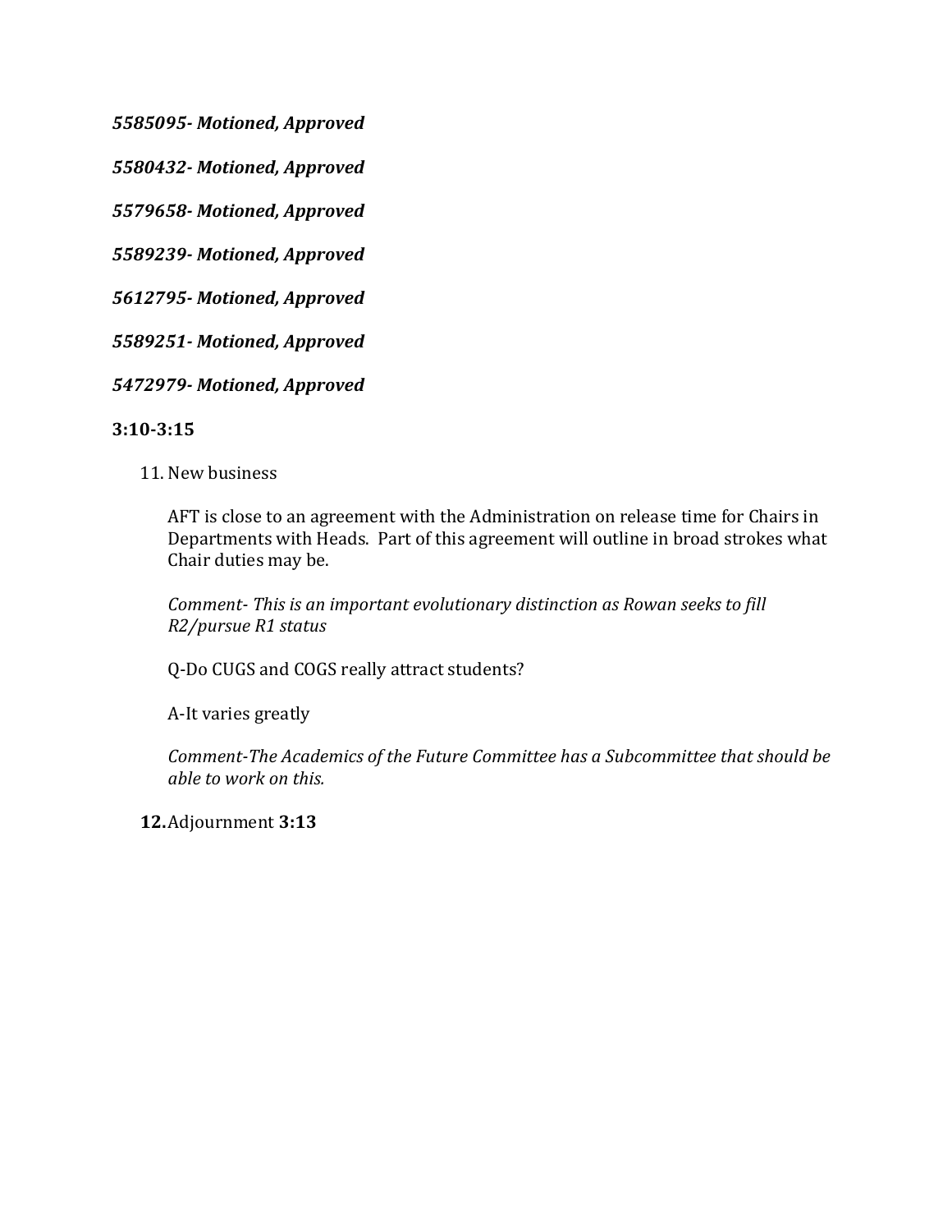***5585095- Motioned, Approved***

***5580432- Motioned, Approved***

***5579658- Motioned, Approved***

***5589239- Motioned, Approved***

***5612795- Motioned, Approved***

***5589251- Motioned, Approved***

***5472979- Motioned, Approved***

**3:10-3:15**

11. New business

    AFT is close to an agreement with the Administration on release time for Chairs in Departments with Heads. Part of this agreement will outline in broad strokes what Chair duties may be.

    *Comment- This is an important evolutionary distinction as Rowan seeks to fill R2/pursue R1 status*

    Q-Do CUGS and COGS really attract students?

    A-It varies greatly

    *Comment-The Academics of the Future Committee has a Subcommittee that should be able to work on this.*

12. Adjournment **3:13**